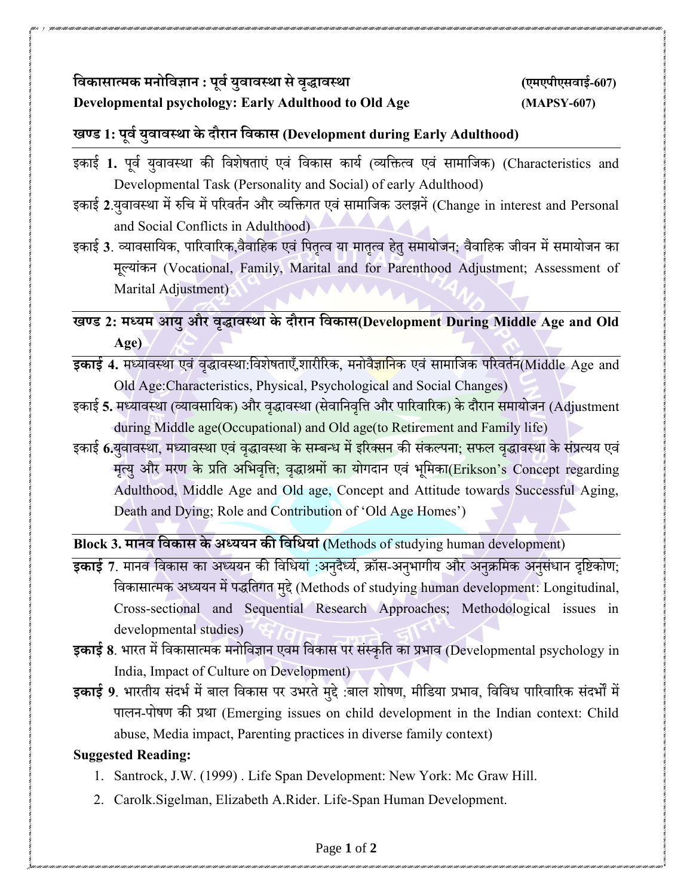**विकासात्मक मनोविज्ञान : पूर्व युवावस्था से वृद्धावस्था (एमएपीएसवाई-607)**

**Developmental psychology: Early Adulthood to Old Age (MAPSY-607)**

## खण्ड 1: पूर्व युवावस्था के दौरान विकास (Development during Early Adulthood)

इकाई **1.** पूर्व युवावस्था की विशेषताएं एवं विकास कार्य (व्यक्तित्व एवं सामाजिक) (Characteristics and Developmental Task (Personality and Social) of early Adulthood)

इकाई **2**.युवावस्था में रुचि में परिवर्तन और व्यक्तिगत एवं सामाजिक उलझनें (Change in interest and Personal and Social Conflicts in Adulthood)

इकाई **3**. व्यावसायिक, पारिवारिक,वैवाहिक एवं पितृत्व या मातृत्व हेतु समायोजन; वैवाहिक जीवन में समायोजन का मूल्यांकन (Vocational, Family, Marital and for Parenthood Adjustment; Assessment of Marital Adjustment)

## खण्ड 2: मध्यम आयु और वृद्धावस्था के दौरान विकास(Development During Middle Age and Old Age)

**इकाई 4.** मध्यावस्था एवं वृद्धावस्था:विशेषताएँ,शारीरिक, मनोवैज्ञानिक एवं सामाजिक परिवर्तन(Middle Age and Old Age:Characteristics, Physical, Psychological and Social Changes)

इकाई **5.** मध्यावस्था (व्यावसायिक) और वृद्धावस्था (सेवानिवृत्ति और पारिवारिक) के दौरान समायोजन (Adjustment during Middle age(Occupational) and Old age(to Retirement and Family life)

इकाई **6.**युवावस्था, मध्यावस्था एवं वृद्धावस्था के सम्बन्ध में इरिक्सन की संकल्पना; सफल वृद्धावस्था के संप्रत्यय एवं मृत्यु और मरण के प्रति अभिवृत्ति; वृद्धाश्रमों का योगदान एवं भूमिका(Erikson's Concept regarding Adulthood, Middle Age and Old age, Concept and Attitude towards Successful Aging, Death and Dying; Role and Contribution of 'Old Age Homes')

## Block 3. मानव विकास के अध्ययन की विधियां (Methods of studying human development)

**इकाई 7**. मानव विकास का अध्ययन की विधियां :अनुदैर्ध्य, क्रॉस-अनुभागीय और अनुक्रमिक अनुसंधान दृष्टिकोण; विकासात्मक अध्ययन में पद्धतिगत मुद्दे (Methods of studying human development: Longitudinal, Cross-sectional and Sequential Research Approaches; Methodological issues in developmental studies)

**इकाई 8**. भारत में विकासात्मक मनोविज्ञान एवम विकास पर संस्कृति का प्रभाव (Developmental psychology in India, Impact of Culture on Development)

**इकाई 9**. भारतीय संदर्भ में बाल विकास पर उभरते मुद्दे :बाल शोषण, मीडिया प्रभाव, विविध पारिवारिक संदर्भों में पालन-पोषण की प्रथा (Emerging issues on child development in the Indian context: Child abuse, Media impact, Parenting practices in diverse family context)

**Suggested Reading:**

1. Santrock, J.W. (1999) . Life Span Development: New York: Mc Graw Hill.
2. Carolk.Sigelman, Elizabeth A.Rider. Life-Span Human Development.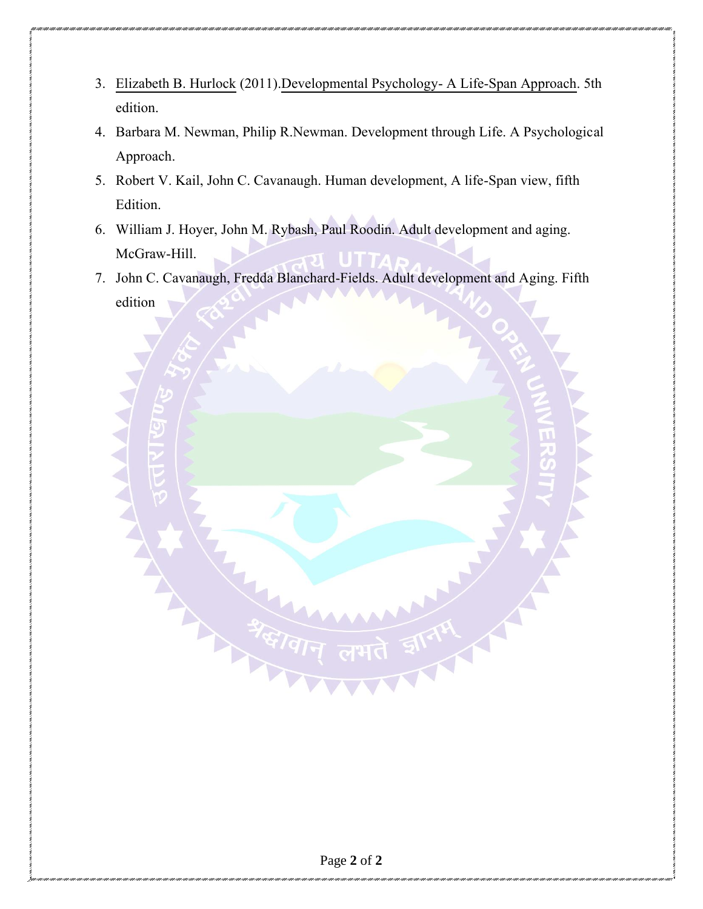3. Elizabeth B. Hurlock (2011).Developmental Psychology- A Life-Span Approach. 5th edition.
4. Barbara M. Newman, Philip R.Newman. Development through Life. A Psychological Approach.
5. Robert V. Kail, John C. Cavanaugh. Human development, A life-Span view, fifth Edition.
6. William J. Hoyer, John M. Rybash, Paul Roodin. Adult development and aging. McGraw-Hill.
7. John C. Cavanaugh, Fredda Blanchard-Fields. Adult development and Aging. Fifth edition